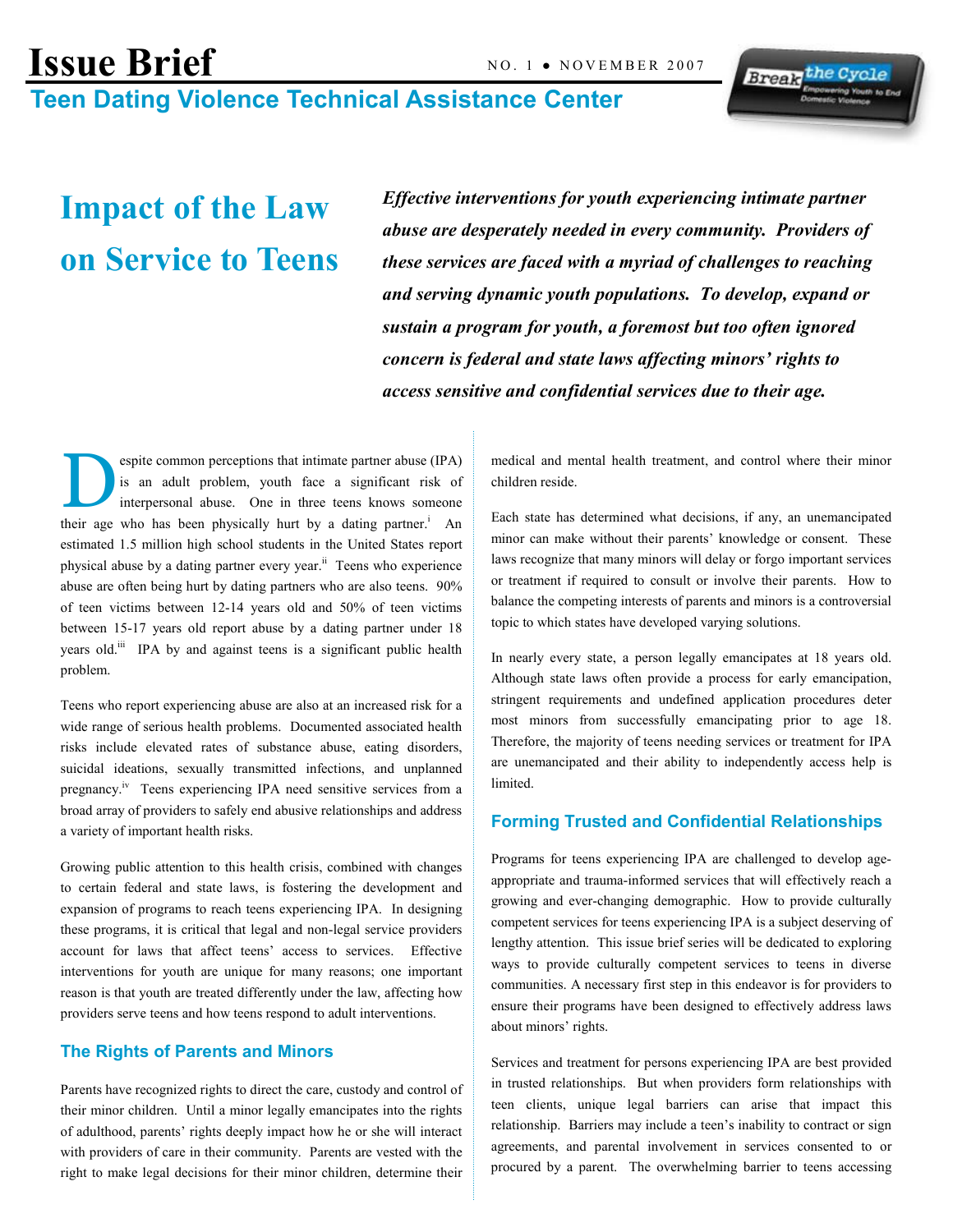# Issue Brief

NO. 1 ● NOVEMBER 2007

**Teen Dating Violence Technical Assistance Center**

## Impact of the Law on Service to Teens

***Effective interventions for youth experiencing intimate partner abuse are desperately needed in every community. Providers of these services are faced with a myriad of challenges to reaching and serving dynamic youth populations. To develop, expand or sustain a program for youth, a foremost but too often ignored concern is federal and state laws affecting minors' rights to access sensitive and confidential services due to their age.***

Despite common perceptions that intimate partner abuse (IPA) is an adult problem, youth face a significant risk of interpersonal abuse. One in three teens knows someone their age who has been physically hurt by a dating partner.[i] An estimated 1.5 million high school students in the United States report physical abuse by a dating partner every year.[ii] Teens who experience abuse are often being hurt by dating partners who are also teens. 90% of teen victims between 12-14 years old and 50% of teen victims between 15-17 years old report abuse by a dating partner under 18 years old.[iii] IPA by and against teens is a significant public health problem.

Teens who report experiencing abuse are also at an increased risk for a wide range of serious health problems. Documented associated health risks include elevated rates of substance abuse, eating disorders, suicidal ideations, sexually transmitted infections, and unplanned pregnancy.[iv] Teens experiencing IPA need sensitive services from a broad array of providers to safely end abusive relationships and address a variety of important health risks.

Growing public attention to this health crisis, combined with changes to certain federal and state laws, is fostering the development and expansion of programs to reach teens experiencing IPA. In designing these programs, it is critical that legal and non-legal service providers account for laws that affect teens' access to services. Effective interventions for youth are unique for many reasons; one important reason is that youth are treated differently under the law, affecting how providers serve teens and how teens respond to adult interventions.

### The Rights of Parents and Minors

Parents have recognized rights to direct the care, custody and control of their minor children. Until a minor legally emancipates into the rights of adulthood, parents' rights deeply impact how he or she will interact with providers of care in their community. Parents are vested with the right to make legal decisions for their minor children, determine their medical and mental health treatment, and control where their minor children reside.

Each state has determined what decisions, if any, an unemancipated minor can make without their parents' knowledge or consent. These laws recognize that many minors will delay or forgo important services or treatment if required to consult or involve their parents. How to balance the competing interests of parents and minors is a controversial topic to which states have developed varying solutions.

In nearly every state, a person legally emancipates at 18 years old. Although state laws often provide a process for early emancipation, stringent requirements and undefined application procedures deter most minors from successfully emancipating prior to age 18. Therefore, the majority of teens needing services or treatment for IPA are unemancipated and their ability to independently access help is limited.

### Forming Trusted and Confidential Relationships

Programs for teens experiencing IPA are challenged to develop age-appropriate and trauma-informed services that will effectively reach a growing and ever-changing demographic. How to provide culturally competent services for teens experiencing IPA is a subject deserving of lengthy attention. This issue brief series will be dedicated to exploring ways to provide culturally competent services to teens in diverse communities. A necessary first step in this endeavor is for providers to ensure their programs have been designed to effectively address laws about minors' rights.

Services and treatment for persons experiencing IPA are best provided in trusted relationships. But when providers form relationships with teen clients, unique legal barriers can arise that impact this relationship. Barriers may include a teen's inability to contract or sign agreements, and parental involvement in services consented to or procured by a parent. The overwhelming barrier to teens accessing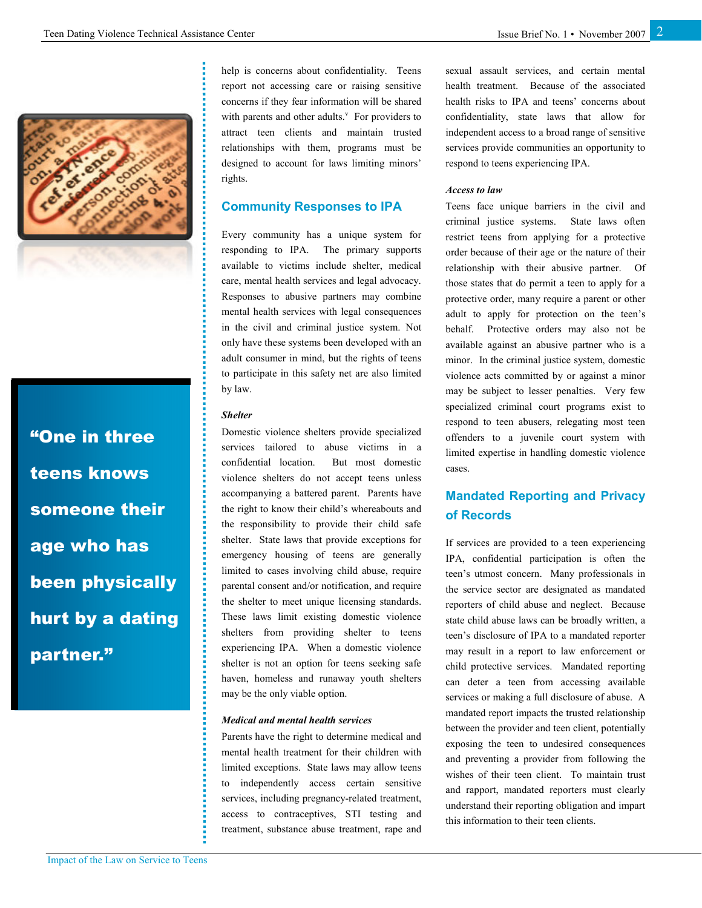help is concerns about confidentiality. Teens report not accessing care or raising sensitive concerns if they fear information will be shared with parents and other adults.[v] For providers to attract teen clients and maintain trusted relationships with them, programs must be designed to account for laws limiting minors' rights.

## Community Responses to IPA

Every community has a unique system for responding to IPA. The primary supports available to victims include shelter, medical care, mental health services and legal advocacy. Responses to abusive partners may combine mental health services with legal consequences in the civil and criminal justice system. Not only have these systems been developed with an adult consumer in mind, but the rights of teens to participate in this safety net are also limited by law.

### *Shelter*

Domestic violence shelters provide specialized services tailored to abuse victims in a confidential location. But most domestic violence shelters do not accept teens unless accompanying a battered parent. Parents have the right to know their child's whereabouts and the responsibility to provide their child safe shelter. State laws that provide exceptions for emergency housing of teens are generally limited to cases involving child abuse, require parental consent and/or notification, and require the shelter to meet unique licensing standards. These laws limit existing domestic violence shelters from providing shelter to teens experiencing IPA. When a domestic violence shelter is not an option for teens seeking safe haven, homeless and runaway youth shelters may be the only viable option.

### *Medical and mental health services*

Parents have the right to determine medical and mental health treatment for their children with limited exceptions. State laws may allow teens to independently access certain sensitive services, including pregnancy-related treatment, access to contraceptives, STI testing and treatment, substance abuse treatment, rape and sexual assault services, and certain mental health treatment. Because of the associated health risks to IPA and teens' concerns about confidentiality, state laws that allow for independent access to a broad range of sensitive services provide communities an opportunity to respond to teens experiencing IPA.

### *Access to law*

Teens face unique barriers in the civil and criminal justice systems. State laws often restrict teens from applying for a protective order because of their age or the nature of their relationship with their abusive partner. Of those states that do permit a teen to apply for a protective order, many require a parent or other adult to apply for protection on the teen's behalf. Protective orders may also not be available against an abusive partner who is a minor. In the criminal justice system, domestic violence acts committed by or against a minor may be subject to lesser penalties. Very few specialized criminal court programs exist to respond to teen abusers, relegating most teen offenders to a juvenile court system with limited expertise in handling domestic violence cases.

## Mandated Reporting and Privacy of Records

If services are provided to a teen experiencing IPA, confidential participation is often the teen's utmost concern. Many professionals in the service sector are designated as mandated reporters of child abuse and neglect. Because state child abuse laws can be broadly written, a teen's disclosure of IPA to a mandated reporter may result in a report to law enforcement or child protective services. Mandated reporting can deter a teen from accessing available services or making a full disclosure of abuse. A mandated report impacts the trusted relationship between the provider and teen client, potentially exposing the teen to undesired consequences and preventing a provider from following the wishes of their teen client. To maintain trust and rapport, mandated reporters must clearly understand their reporting obligation and impart this information to their teen clients.

**"One in three teens knows someone their age who has been physically hurt by a dating partner."**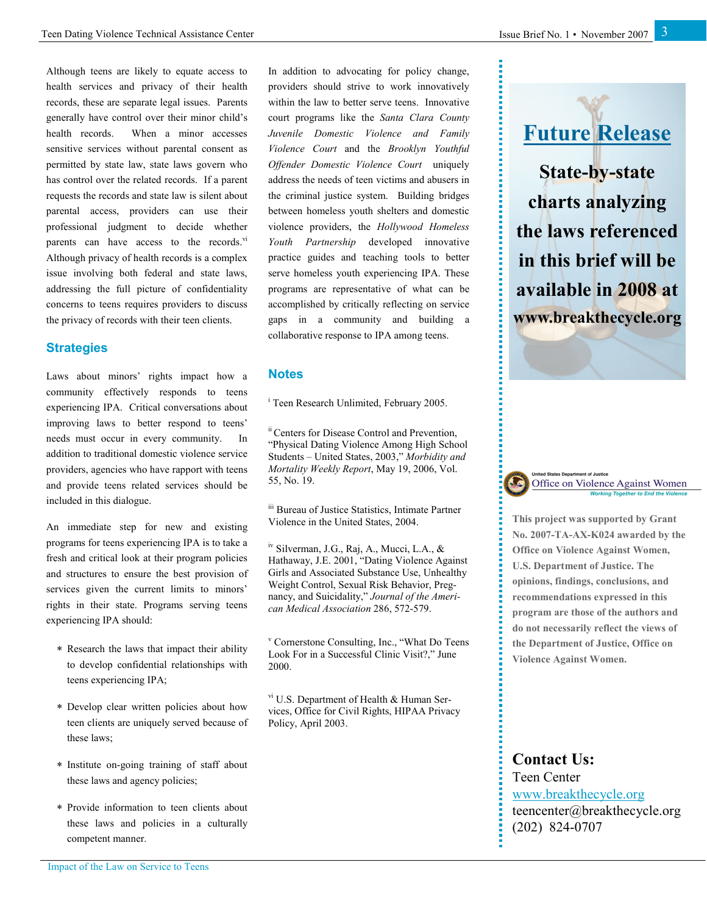Although teens are likely to equate access to health services and privacy of their health records, these are separate legal issues. Parents generally have control over their minor child's health records. When a minor accesses sensitive services without parental consent as permitted by state law, state laws govern who has control over the related records. If a parent requests the records and state law is silent about parental access, providers can use their professional judgment to decide whether parents can have access to the records.[vi] Although privacy of health records is a complex issue involving both federal and state laws, addressing the full picture of confidentiality concerns to teens requires providers to discuss the privacy of records with their teen clients.

## Strategies

Laws about minors' rights impact how a community effectively responds to teens experiencing IPA. Critical conversations about improving laws to better respond to teens' needs must occur in every community. In addition to traditional domestic violence service providers, agencies who have rapport with teens and provide teens related services should be included in this dialogue.

An immediate step for new and existing programs for teens experiencing IPA is to take a fresh and critical look at their program policies and structures to ensure the best provision of services given the current limits to minors' rights in their state. Programs serving teens experiencing IPA should:

* Research the laws that impact their ability to develop confidential relationships with teens experiencing IPA;
* Develop clear written policies about how teen clients are uniquely served because of these laws;
* Institute on-going training of staff about these laws and agency policies;
* Provide information to teen clients about these laws and policies in a culturally competent manner.

In addition to advocating for policy change, providers should strive to work innovatively within the law to better serve teens. Innovative court programs like the *Santa Clara County Juvenile Domestic Violence and Family Violence Court* and the *Brooklyn Youthful Offender Domestic Violence Court* uniquely address the needs of teen victims and abusers in the criminal justice system. Building bridges between homeless youth shelters and domestic violence providers, the *Hollywood Homeless Youth Partnership* developed innovative practice guides and teaching tools to better serve homeless youth experiencing IPA. These programs are representative of what can be accomplished by critically reflecting on service gaps in a community and building a collaborative response to IPA among teens.

## Notes

[i] Teen Research Unlimited, February 2005.

[ii] Centers for Disease Control and Prevention, "Physical Dating Violence Among High School Students – United States, 2003," *Morbidity and Mortality Weekly Report*, May 19, 2006, Vol. 55, No. 19.

[iii] Bureau of Justice Statistics, Intimate Partner Violence in the United States, 2004.

[iv] Silverman, J.G., Raj, A., Mucci, L.A., & Hathaway, J.E. 2001, "Dating Violence Against Girls and Associated Substance Use, Unhealthy Weight Control, Sexual Risk Behavior, Pregnancy, and Suicidality," *Journal of the American Medical Association* 286, 572-579.

[v] Cornerstone Consulting, Inc., "What Do Teens Look For in a Successful Clinic Visit?," June 2000.

[vi] U.S. Department of Health & Human Services, Office for Civil Rights, HIPAA Privacy Policy, April 2003.

## Future Release

**State-by-state charts analyzing the laws referenced in this brief will be available in 2008 at www.breakthecycle.org**

United States Department of Justice
Office on Violence Against Women
*Working Together to End the Violence*

**This project was supported by Grant No. 2007-TA-AX-K024 awarded by the Office on Violence Against Women, U.S. Department of Justice. The opinions, findings, conclusions, and recommendations expressed in this program are those of the authors and do not necessarily reflect the views of the Department of Justice, Office on Violence Against Women.**

## Contact Us:

Teen Center
www.breakthecycle.org
teencenter@breakthecycle.org
(202) 824-0707